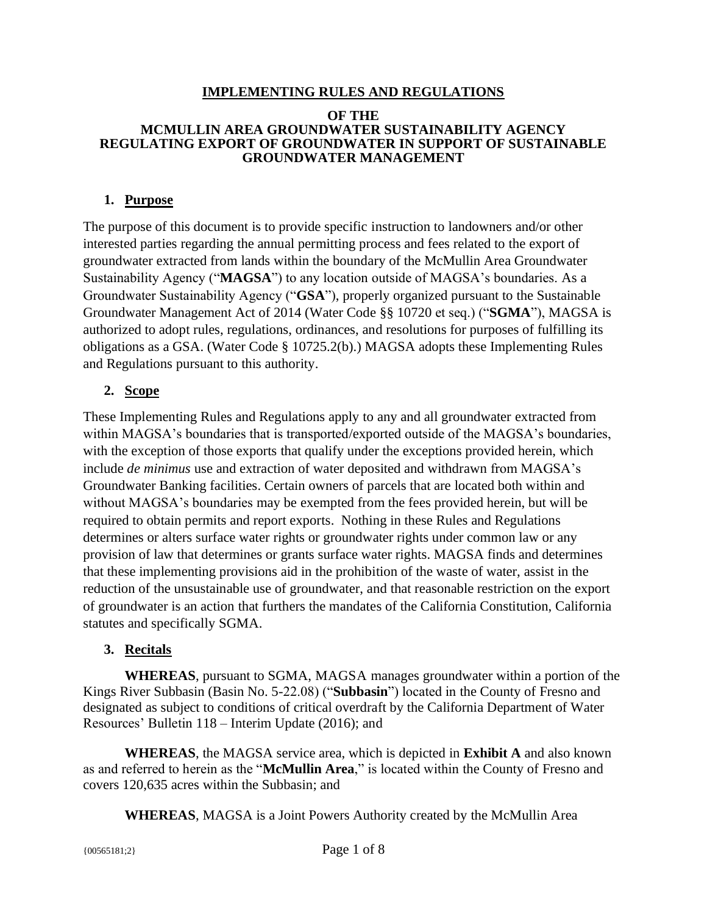# IMPLEMENTING RULES AND REGULATIONS

## OF THE MCMULLIN AREA GROUNDWATER SUSTAINABILITY AGENCY REGULATING EXPORT OF GROUNDWATER IN SUPPORT OF SUSTAINABLE GROUNDWATER MANAGEMENT

### 1. Purpose

The purpose of this document is to provide specific instruction to landowners and/or other interested parties regarding the annual permitting process and fees related to the export of groundwater extracted from lands within the boundary of the McMullin Area Groundwater Sustainability Agency ("**MAGSA**") to any location outside of MAGSA's boundaries. As a Groundwater Sustainability Agency ("**GSA**"), properly organized pursuant to the Sustainable Groundwater Management Act of 2014 (Water Code §§ 10720 et seq.) ("**SGMA**"), MAGSA is authorized to adopt rules, regulations, ordinances, and resolutions for purposes of fulfilling its obligations as a GSA. (Water Code § 10725.2(b).) MAGSA adopts these Implementing Rules and Regulations pursuant to this authority.

### 2. Scope

These Implementing Rules and Regulations apply to any and all groundwater extracted from within MAGSA's boundaries that is transported/exported outside of the MAGSA's boundaries, with the exception of those exports that qualify under the exceptions provided herein, which include *de minimus* use and extraction of water deposited and withdrawn from MAGSA's Groundwater Banking facilities. Certain owners of parcels that are located both within and without MAGSA's boundaries may be exempted from the fees provided herein, but will be required to obtain permits and report exports. Nothing in these Rules and Regulations determines or alters surface water rights or groundwater rights under common law or any provision of law that determines or grants surface water rights. MAGSA finds and determines that these implementing provisions aid in the prohibition of the waste of water, assist in the reduction of the unsustainable use of groundwater, and that reasonable restriction on the export of groundwater is an action that furthers the mandates of the California Constitution, California statutes and specifically SGMA.

### 3. Recitals

**WHEREAS**, pursuant to SGMA, MAGSA manages groundwater within a portion of the Kings River Subbasin (Basin No. 5-22.08) ("**Subbasin**") located in the County of Fresno and designated as subject to conditions of critical overdraft by the California Department of Water Resources' Bulletin 118 – Interim Update (2016); and

**WHEREAS**, the MAGSA service area, which is depicted in **Exhibit A** and also known as and referred to herein as the "**McMullin Area**," is located within the County of Fresno and covers 120,635 acres within the Subbasin; and

**WHEREAS**, MAGSA is a Joint Powers Authority created by the McMullin Area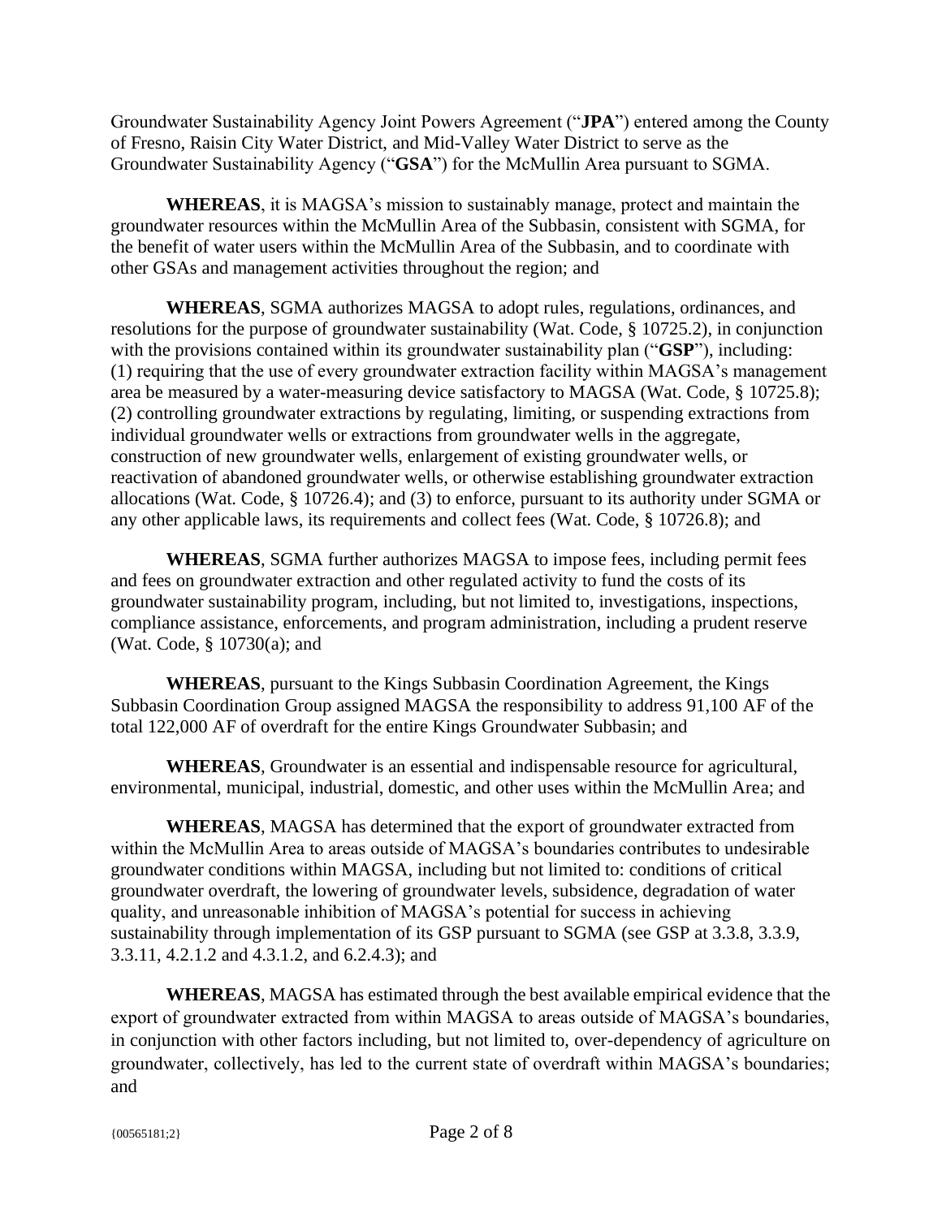Groundwater Sustainability Agency Joint Powers Agreement ("**JPA**") entered among the County of Fresno, Raisin City Water District, and Mid-Valley Water District to serve as the Groundwater Sustainability Agency ("**GSA**") for the McMullin Area pursuant to SGMA.

**WHEREAS**, it is MAGSA's mission to sustainably manage, protect and maintain the groundwater resources within the McMullin Area of the Subbasin, consistent with SGMA, for the benefit of water users within the McMullin Area of the Subbasin, and to coordinate with other GSAs and management activities throughout the region; and

**WHEREAS**, SGMA authorizes MAGSA to adopt rules, regulations, ordinances, and resolutions for the purpose of groundwater sustainability (Wat. Code, § 10725.2), in conjunction with the provisions contained within its groundwater sustainability plan ("**GSP**"), including: (1) requiring that the use of every groundwater extraction facility within MAGSA's management area be measured by a water-measuring device satisfactory to MAGSA (Wat. Code, § 10725.8); (2) controlling groundwater extractions by regulating, limiting, or suspending extractions from individual groundwater wells or extractions from groundwater wells in the aggregate, construction of new groundwater wells, enlargement of existing groundwater wells, or reactivation of abandoned groundwater wells, or otherwise establishing groundwater extraction allocations (Wat. Code, § 10726.4); and (3) to enforce, pursuant to its authority under SGMA or any other applicable laws, its requirements and collect fees (Wat. Code, § 10726.8); and

**WHEREAS**, SGMA further authorizes MAGSA to impose fees, including permit fees and fees on groundwater extraction and other regulated activity to fund the costs of its groundwater sustainability program, including, but not limited to, investigations, inspections, compliance assistance, enforcements, and program administration, including a prudent reserve (Wat. Code, § 10730(a); and

**WHEREAS**, pursuant to the Kings Subbasin Coordination Agreement, the Kings Subbasin Coordination Group assigned MAGSA the responsibility to address 91,100 AF of the total 122,000 AF of overdraft for the entire Kings Groundwater Subbasin; and

**WHEREAS**, Groundwater is an essential and indispensable resource for agricultural, environmental, municipal, industrial, domestic, and other uses within the McMullin Area; and

**WHEREAS**, MAGSA has determined that the export of groundwater extracted from within the McMullin Area to areas outside of MAGSA's boundaries contributes to undesirable groundwater conditions within MAGSA, including but not limited to: conditions of critical groundwater overdraft, the lowering of groundwater levels, subsidence, degradation of water quality, and unreasonable inhibition of MAGSA's potential for success in achieving sustainability through implementation of its GSP pursuant to SGMA (see GSP at 3.3.8, 3.3.9, 3.3.11, 4.2.1.2 and 4.3.1.2, and 6.2.4.3); and

**WHEREAS**, MAGSA has estimated through the best available empirical evidence that the export of groundwater extracted from within MAGSA to areas outside of MAGSA's boundaries, in conjunction with other factors including, but not limited to, over-dependency of agriculture on groundwater, collectively, has led to the current state of overdraft within MAGSA's boundaries; and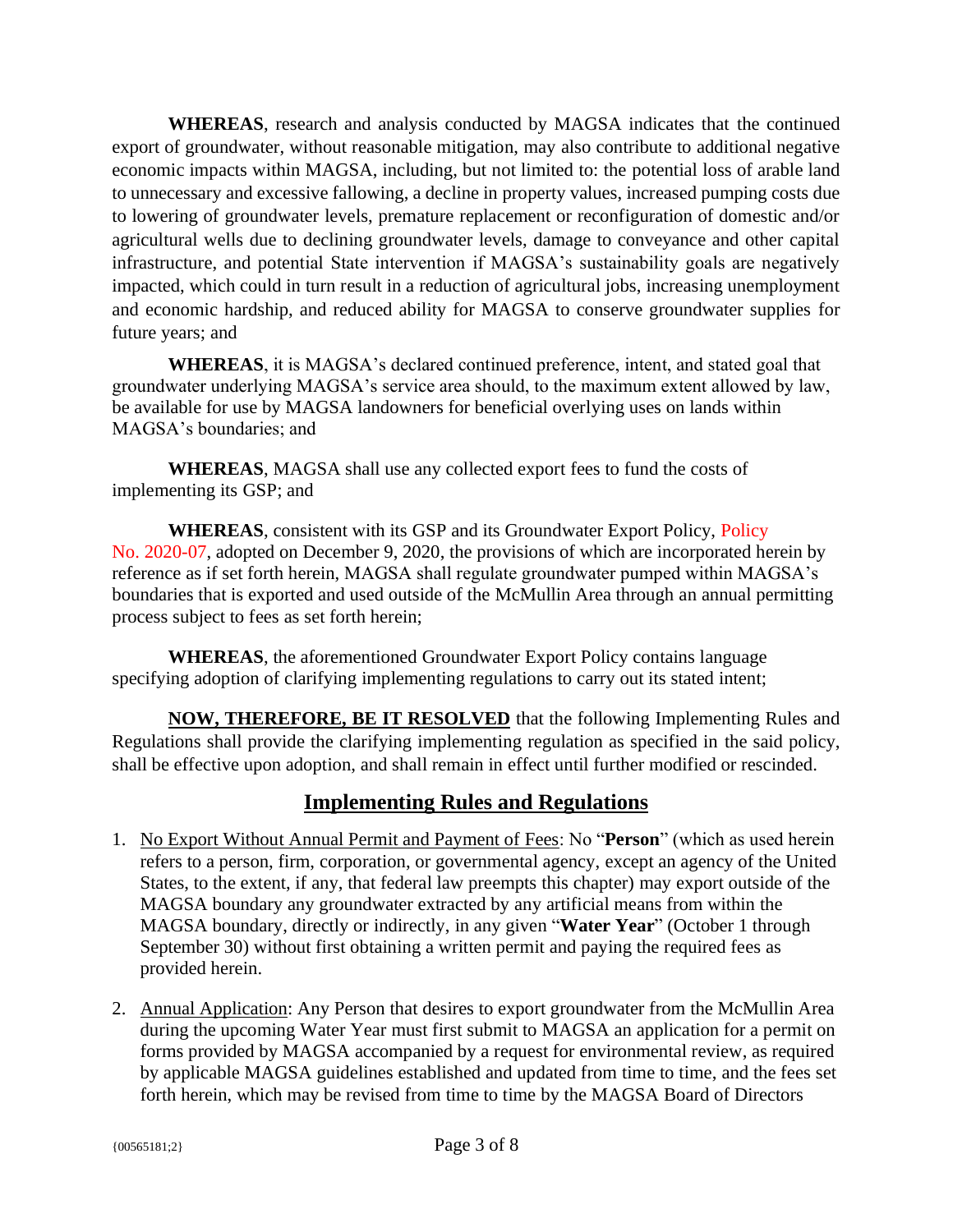**WHEREAS**, research and analysis conducted by MAGSA indicates that the continued export of groundwater, without reasonable mitigation, may also contribute to additional negative economic impacts within MAGSA, including, but not limited to: the potential loss of arable land to unnecessary and excessive fallowing, a decline in property values, increased pumping costs due to lowering of groundwater levels, premature replacement or reconfiguration of domestic and/or agricultural wells due to declining groundwater levels, damage to conveyance and other capital infrastructure, and potential State intervention if MAGSA's sustainability goals are negatively impacted, which could in turn result in a reduction of agricultural jobs, increasing unemployment and economic hardship, and reduced ability for MAGSA to conserve groundwater supplies for future years; and

**WHEREAS**, it is MAGSA's declared continued preference, intent, and stated goal that groundwater underlying MAGSA's service area should, to the maximum extent allowed by law, be available for use by MAGSA landowners for beneficial overlying uses on lands within MAGSA's boundaries; and

**WHEREAS**, MAGSA shall use any collected export fees to fund the costs of implementing its GSP; and

**WHEREAS**, consistent with its GSP and its Groundwater Export Policy, Policy No. 2020-07, adopted on December 9, 2020, the provisions of which are incorporated herein by reference as if set forth herein, MAGSA shall regulate groundwater pumped within MAGSA's boundaries that is exported and used outside of the McMullin Area through an annual permitting process subject to fees as set forth herein;

**WHEREAS**, the aforementioned Groundwater Export Policy contains language specifying adoption of clarifying implementing regulations to carry out its stated intent;

<u>**NOW, THEREFORE, BE IT RESOLVED**</u> that the following Implementing Rules and Regulations shall provide the clarifying implementing regulation as specified in the said policy, shall be effective upon adoption, and shall remain in effect until further modified or rescinded.

## <u>Implementing Rules and Regulations</u>

1. <u>No Export Without Annual Permit and Payment of Fees</u>: No "**Person**" (which as used herein refers to a person, firm, corporation, or governmental agency, except an agency of the United States, to the extent, if any, that federal law preempts this chapter) may export outside of the MAGSA boundary any groundwater extracted by any artificial means from within the MAGSA boundary, directly or indirectly, in any given "**Water Year**" (October 1 through September 30) without first obtaining a written permit and paying the required fees as provided herein.

2. <u>Annual Application</u>: Any Person that desires to export groundwater from the McMullin Area during the upcoming Water Year must first submit to MAGSA an application for a permit on forms provided by MAGSA accompanied by a request for environmental review, as required by applicable MAGSA guidelines established and updated from time to time, and the fees set forth herein, which may be revised from time to time by the MAGSA Board of Directors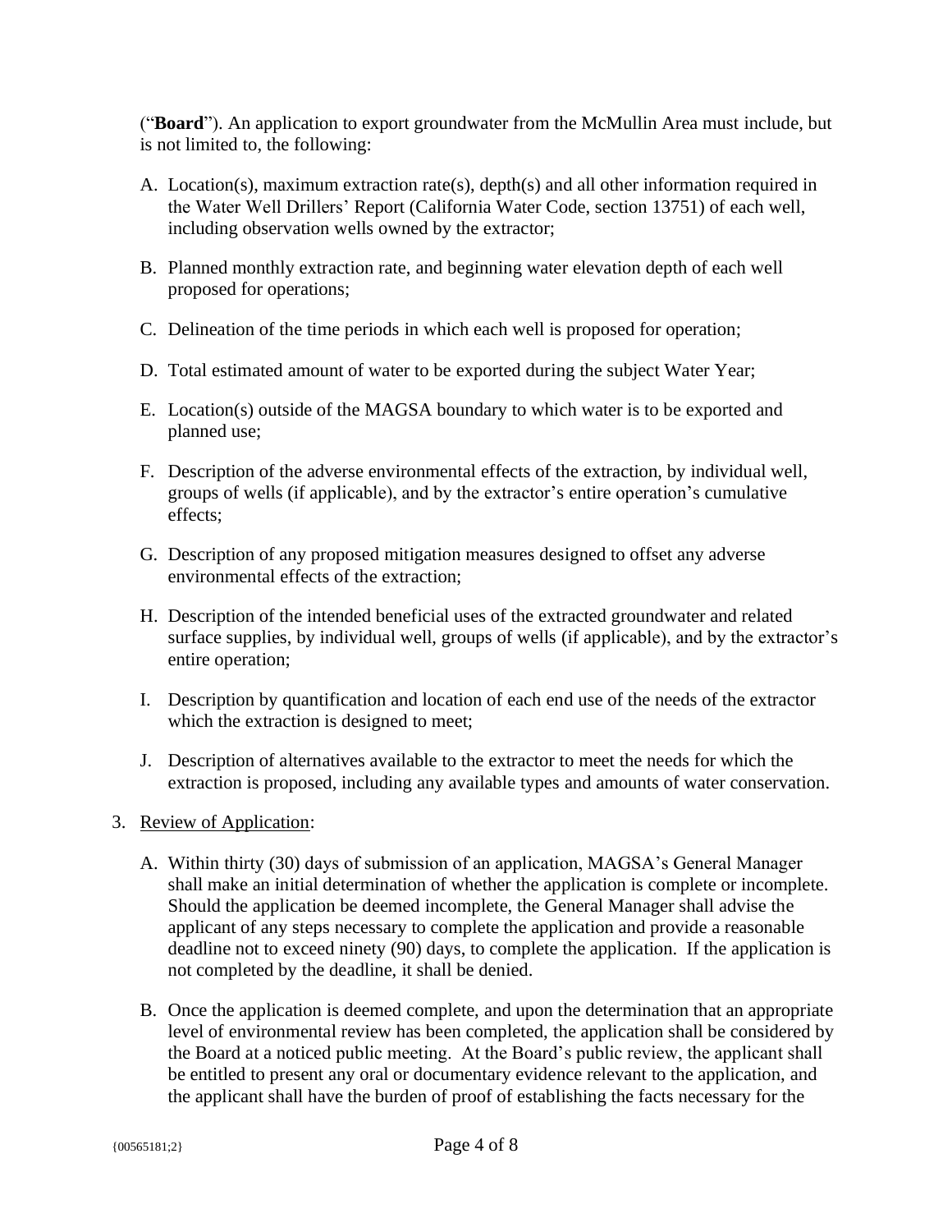(“**Board**”). An application to export groundwater from the McMullin Area must include, but is not limited to, the following:

A. Location(s), maximum extraction rate(s), depth(s) and all other information required in the Water Well Drillers’ Report (California Water Code, section 13751) of each well, including observation wells owned by the extractor;

B. Planned monthly extraction rate, and beginning water elevation depth of each well proposed for operations;

C. Delineation of the time periods in which each well is proposed for operation;

D. Total estimated amount of water to be exported during the subject Water Year;

E. Location(s) outside of the MAGSA boundary to which water is to be exported and planned use;

F. Description of the adverse environmental effects of the extraction, by individual well, groups of wells (if applicable), and by the extractor’s entire operation’s cumulative effects;

G. Description of any proposed mitigation measures designed to offset any adverse environmental effects of the extraction;

H. Description of the intended beneficial uses of the extracted groundwater and related surface supplies, by individual well, groups of wells (if applicable), and by the extractor’s entire operation;

I. Description by quantification and location of each end use of the needs of the extractor which the extraction is designed to meet;

J. Description of alternatives available to the extractor to meet the needs for which the extraction is proposed, including any available types and amounts of water conservation.

3. Review of Application:

A. Within thirty (30) days of submission of an application, MAGSA’s General Manager shall make an initial determination of whether the application is complete or incomplete. Should the application be deemed incomplete, the General Manager shall advise the applicant of any steps necessary to complete the application and provide a reasonable deadline not to exceed ninety (90) days, to complete the application. If the application is not completed by the deadline, it shall be denied.

B. Once the application is deemed complete, and upon the determination that an appropriate level of environmental review has been completed, the application shall be considered by the Board at a noticed public meeting. At the Board’s public review, the applicant shall be entitled to present any oral or documentary evidence relevant to the application, and the applicant shall have the burden of proof of establishing the facts necessary for the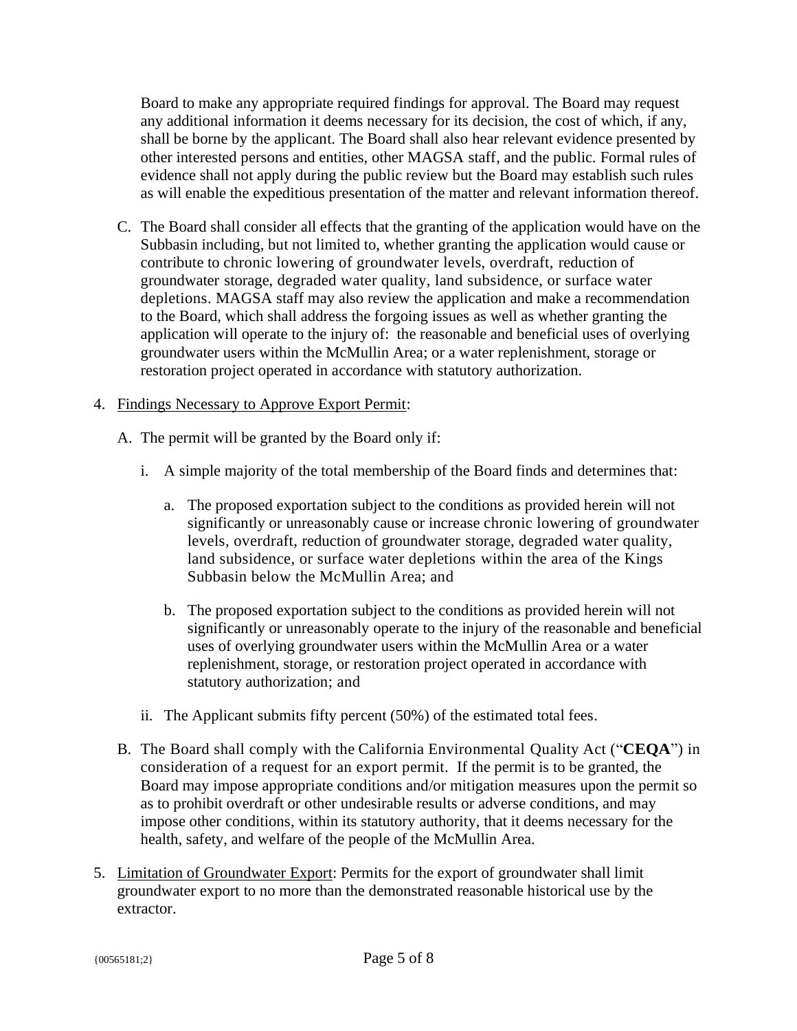Board to make any appropriate required findings for approval. The Board may request any additional information it deems necessary for its decision, the cost of which, if any, shall be borne by the applicant. The Board shall also hear relevant evidence presented by other interested persons and entities, other MAGSA staff, and the public. Formal rules of evidence shall not apply during the public review but the Board may establish such rules as will enable the expeditious presentation of the matter and relevant information thereof.

C. The Board shall consider all effects that the granting of the application would have on the Subbasin including, but not limited to, whether granting the application would cause or contribute to chronic lowering of groundwater levels, overdraft, reduction of groundwater storage, degraded water quality, land subsidence, or surface water depletions. MAGSA staff may also review the application and make a recommendation to the Board, which shall address the forgoing issues as well as whether granting the application will operate to the injury of: the reasonable and beneficial uses of overlying groundwater users within the McMullin Area; or a water replenishment, storage or restoration project operated in accordance with statutory authorization.

4. <u>Findings Necessary to Approve Export Permit</u>:

   A. The permit will be granted by the Board only if:

      i. A simple majority of the total membership of the Board finds and determines that:

         a. The proposed exportation subject to the conditions as provided herein will not significantly or unreasonably cause or increase chronic lowering of groundwater levels, overdraft, reduction of groundwater storage, degraded water quality, land subsidence, or surface water depletions within the area of the Kings Subbasin below the McMullin Area; and

         b. The proposed exportation subject to the conditions as provided herein will not significantly or unreasonably operate to the injury of the reasonable and beneficial uses of overlying groundwater users within the McMullin Area or a water replenishment, storage, or restoration project operated in accordance with statutory authorization; and

      ii. The Applicant submits fifty percent (50%) of the estimated total fees.

   B. The Board shall comply with the California Environmental Quality Act ("**CEQA**") in consideration of a request for an export permit. If the permit is to be granted, the Board may impose appropriate conditions and/or mitigation measures upon the permit so as to prohibit overdraft or other undesirable results or adverse conditions, and may impose other conditions, within its statutory authority, that it deems necessary for the health, safety, and welfare of the people of the McMullin Area.

5. <u>Limitation of Groundwater Export</u>: Permits for the export of groundwater shall limit groundwater export to no more than the demonstrated reasonable historical use by the extractor.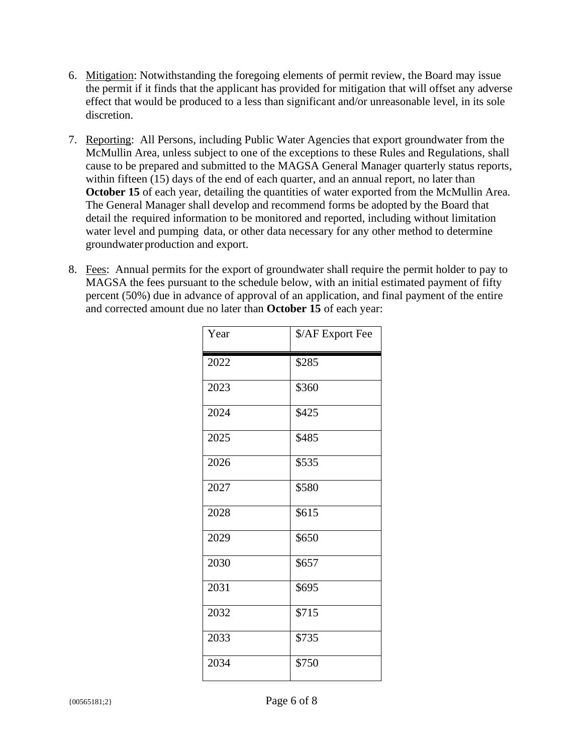6. Mitigation: Notwithstanding the foregoing elements of permit review, the Board may issue the permit if it finds that the applicant has provided for mitigation that will offset any adverse effect that would be produced to a less than significant and/or unreasonable level, in its sole discretion.

7. Reporting: All Persons, including Public Water Agencies that export groundwater from the McMullin Area, unless subject to one of the exceptions to these Rules and Regulations, shall cause to be prepared and submitted to the MAGSA General Manager quarterly status reports, within fifteen (15) days of the end of each quarter, and an annual report, no later than **October 15** of each year, detailing the quantities of water exported from the McMullin Area. The General Manager shall develop and recommend forms be adopted by the Board that detail the required information to be monitored and reported, including without limitation water level and pumping data, or other data necessary for any other method to determine groundwater production and export.

8. Fees: Annual permits for the export of groundwater shall require the permit holder to pay to MAGSA the fees pursuant to the schedule below, with an initial estimated payment of fifty percent (50%) due in advance of approval of an application, and final payment of the entire and corrected amount due no later than **October 15** of each year:

| Year | $/AF Export Fee |
|---|---|
| 2022 | $285 |
| 2023 | $360 |
| 2024 | $425 |
| 2025 | $485 |
| 2026 | $535 |
| 2027 | $580 |
| 2028 | $615 |
| 2029 | $650 |
| 2030 | $657 |
| 2031 | $695 |
| 2032 | $715 |
| 2033 | $735 |
| 2034 | $750 |

{00565181;2}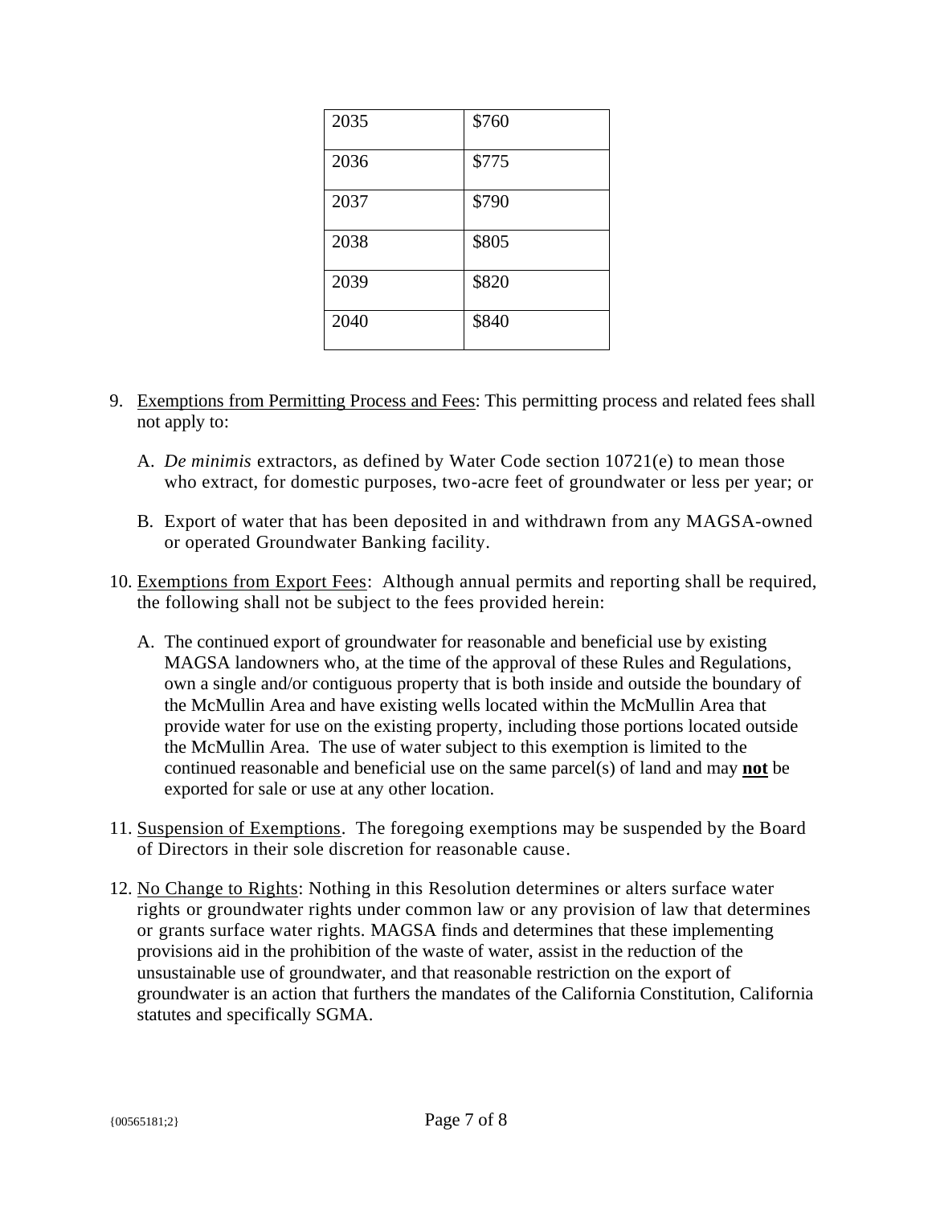| 2035 | $760 |
|---|---|
| 2036 | $775 |
| 2037 | $790 |
| 2038 | $805 |
| 2039 | $820 |
| 2040 | $840 |

9. Exemptions from Permitting Process and Fees: This permitting process and related fees shall not apply to:

   A. *De minimis* extractors, as defined by Water Code section 10721(e) to mean those who extract, for domestic purposes, two-acre feet of groundwater or less per year; or

   B. Export of water that has been deposited in and withdrawn from any MAGSA-owned or operated Groundwater Banking facility.

10. Exemptions from Export Fees: Although annual permits and reporting shall be required, the following shall not be subject to the fees provided herein:

    A. The continued export of groundwater for reasonable and beneficial use by existing MAGSA landowners who, at the time of the approval of these Rules and Regulations, own a single and/or contiguous property that is both inside and outside the boundary of the McMullin Area and have existing wells located within the McMullin Area that provide water for use on the existing property, including those portions located outside the McMullin Area. The use of water subject to this exemption is limited to the continued reasonable and beneficial use on the same parcel(s) of land and may **not** be exported for sale or use at any other location.

11. Suspension of Exemptions. The foregoing exemptions may be suspended by the Board of Directors in their sole discretion for reasonable cause.

12. No Change to Rights: Nothing in this Resolution determines or alters surface water rights or groundwater rights under common law or any provision of law that determines or grants surface water rights. MAGSA finds and determines that these implementing provisions aid in the prohibition of the waste of water, assist in the reduction of the unsustainable use of groundwater, and that reasonable restriction on the export of groundwater is an action that furthers the mandates of the California Constitution, California statutes and specifically SGMA.

{00565181;2}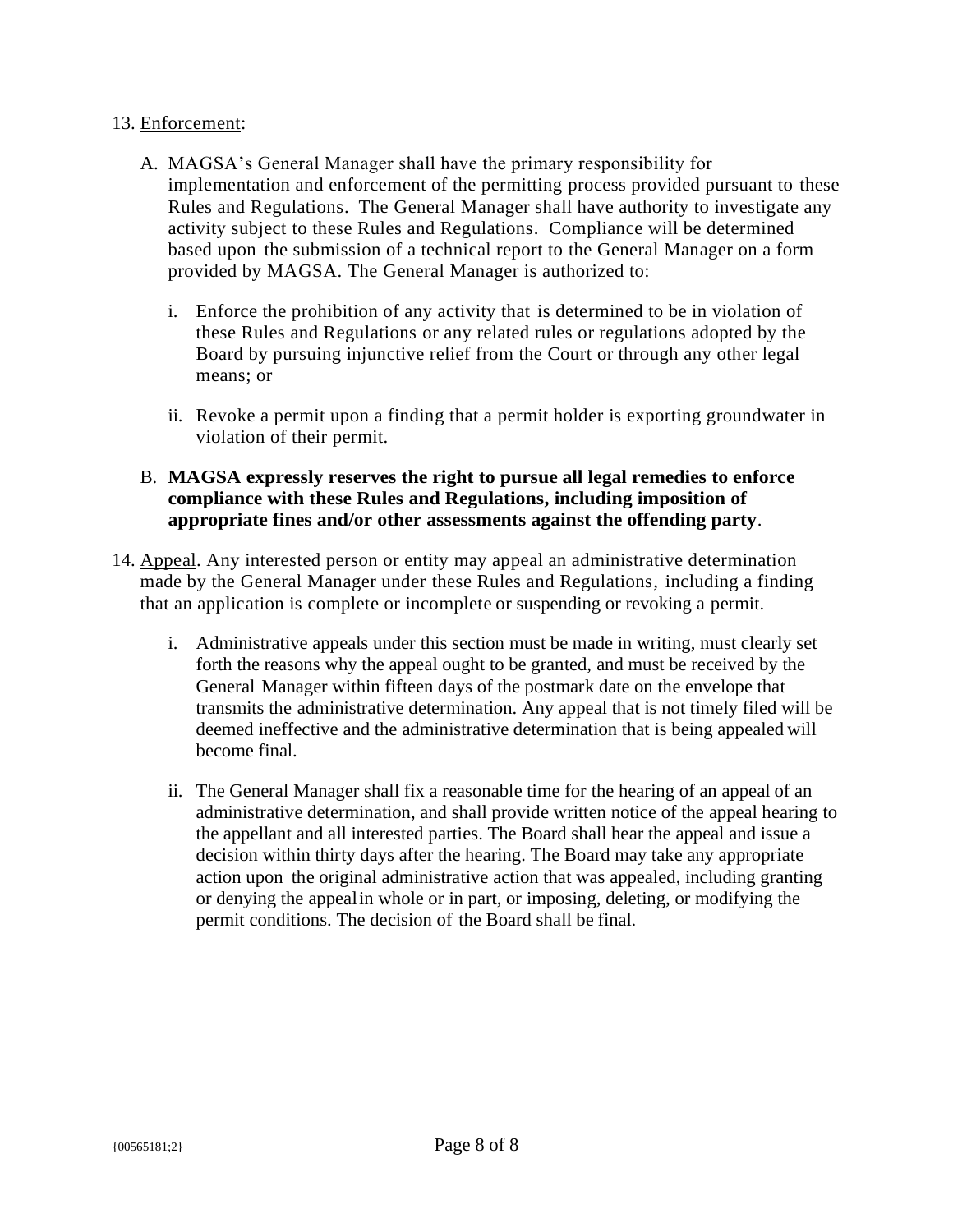13. <u>Enforcement</u>:

   A. MAGSA's General Manager shall have the primary responsibility for implementation and enforcement of the permitting process provided pursuant to these Rules and Regulations. The General Manager shall have authority to investigate any activity subject to these Rules and Regulations. Compliance will be determined based upon the submission of a technical report to the General Manager on a form provided by MAGSA. The General Manager is authorized to:

      i. Enforce the prohibition of any activity that is determined to be in violation of these Rules and Regulations or any related rules or regulations adopted by the Board by pursuing injunctive relief from the Court or through any other legal means; or

      ii. Revoke a permit upon a finding that a permit holder is exporting groundwater in violation of their permit.

   B. **MAGSA expressly reserves the right to pursue all legal remedies to enforce compliance with these Rules and Regulations, including imposition of appropriate fines and/or other assessments against the offending party**.

14. <u>Appeal</u>. Any interested person or entity may appeal an administrative determination made by the General Manager under these Rules and Regulations, including a finding that an application is complete or incomplete or suspending or revoking a permit.

   i. Administrative appeals under this section must be made in writing, must clearly set forth the reasons why the appeal ought to be granted, and must be received by the General Manager within fifteen days of the postmark date on the envelope that transmits the administrative determination. Any appeal that is not timely filed will be deemed ineffective and the administrative determination that is being appealed will become final.

   ii. The General Manager shall fix a reasonable time for the hearing of an appeal of an administrative determination, and shall provide written notice of the appeal hearing to the appellant and all interested parties. The Board shall hear the appeal and issue a decision within thirty days after the hearing. The Board may take any appropriate action upon the original administrative action that was appealed, including granting or denying the appeal in whole or in part, or imposing, deleting, or modifying the permit conditions. The decision of the Board shall be final.

{00565181;2}